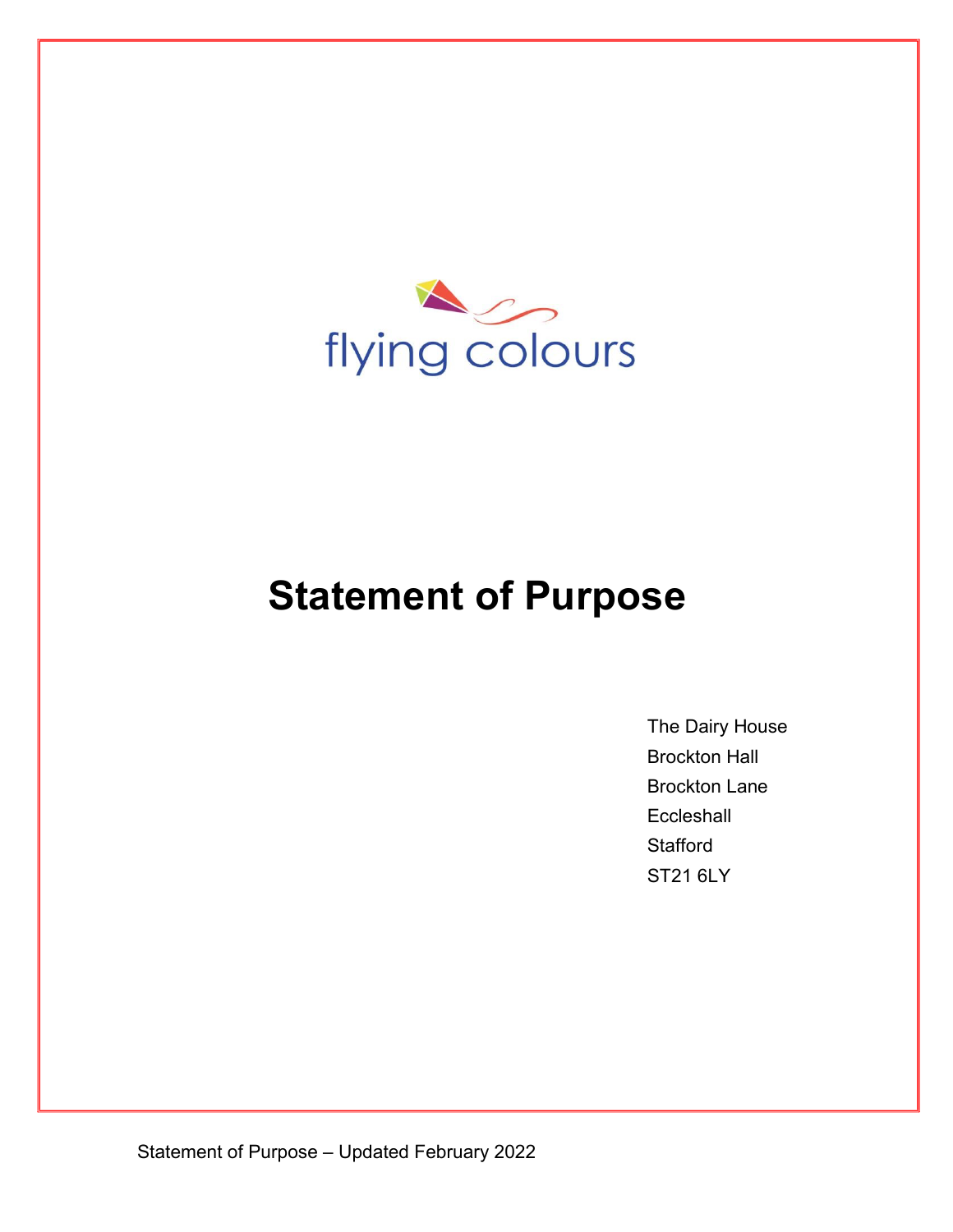flying colours

# Statement of Purpose

The Dairy House
Brockton Hall
Brockton Lane
Eccleshall
Stafford
ST21 6LY

Statement of Purpose – Updated February 2022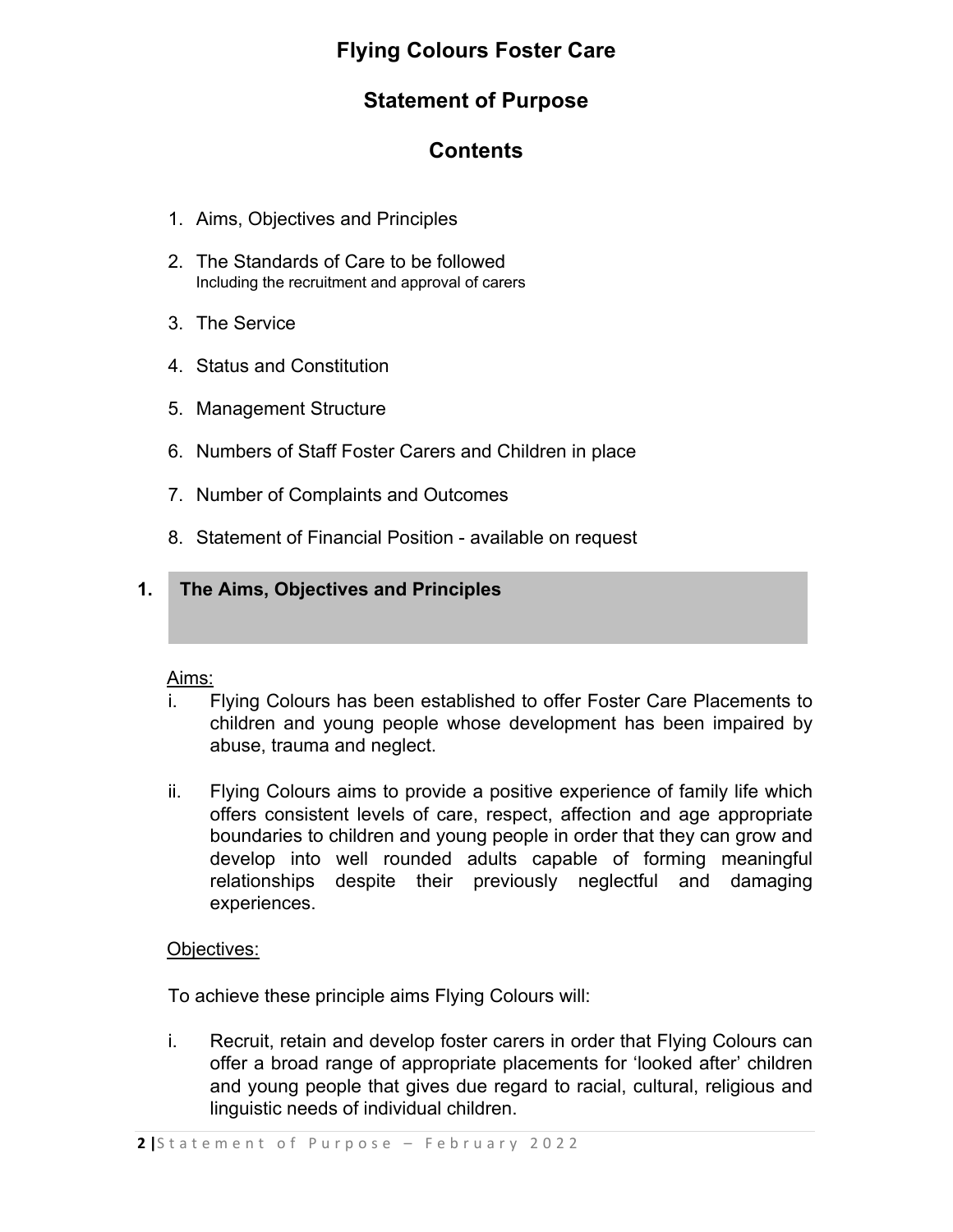# Flying Colours Foster Care

## Statement of Purpose

## Contents

1. Aims, Objectives and Principles
2. The Standards of Care to be followed
   Including the recruitment and approval of carers
3. The Service
4. Status and Constitution
5. Management Structure
6. Numbers of Staff Foster Carers and Children in place
7. Number of Complaints and Outcomes
8. Statement of Financial Position - available on request

## 1. The Aims, Objectives and Principles

Aims:

i. Flying Colours has been established to offer Foster Care Placements to children and young people whose development has been impaired by abuse, trauma and neglect.

ii. Flying Colours aims to provide a positive experience of family life which offers consistent levels of care, respect, affection and age appropriate boundaries to children and young people in order that they can grow and develop into well rounded adults capable of forming meaningful relationships despite their previously neglectful and damaging experiences.

Objectives:

To achieve these principle aims Flying Colours will:

i. Recruit, retain and develop foster carers in order that Flying Colours can offer a broad range of appropriate placements for 'looked after' children and young people that gives due regard to racial, cultural, religious and linguistic needs of individual children.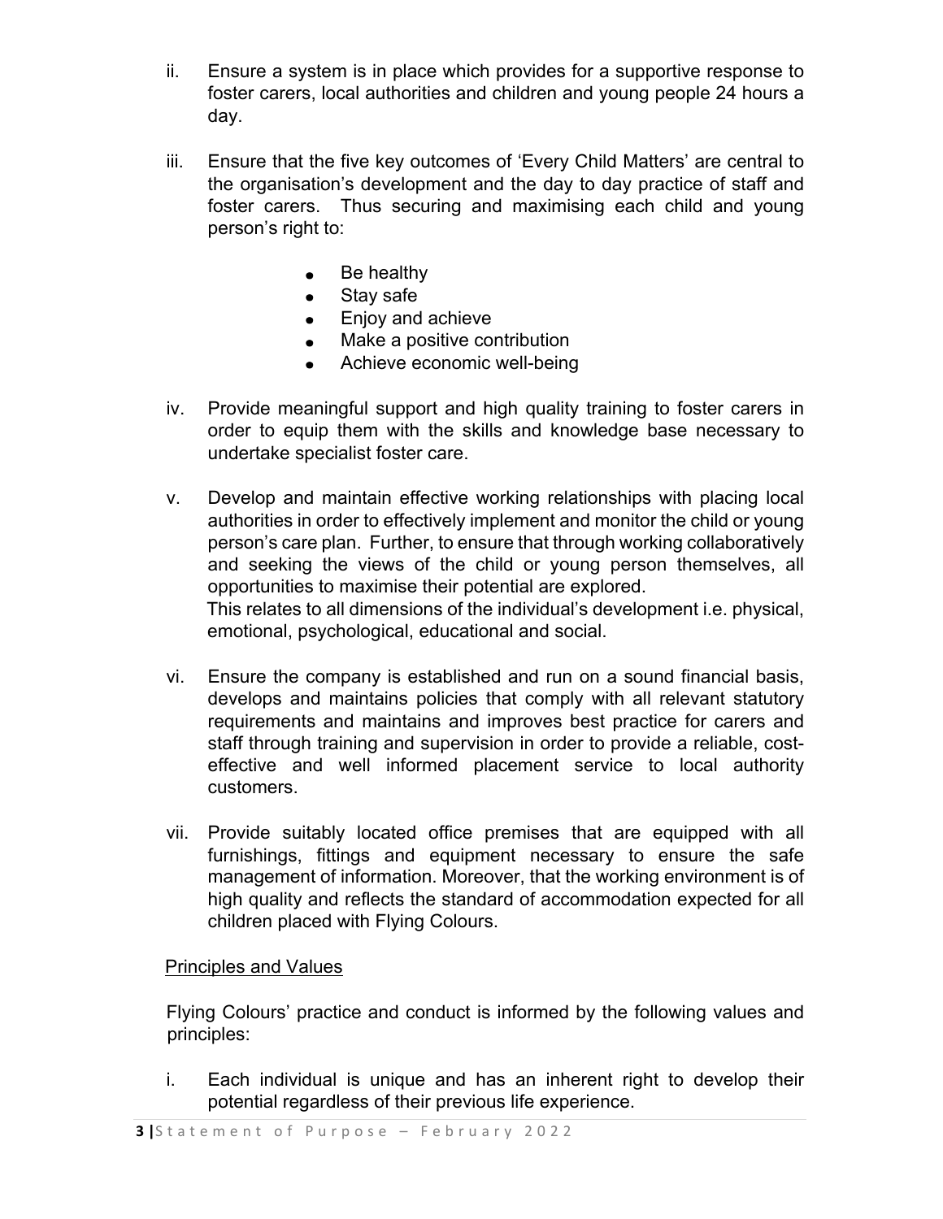ii. Ensure a system is in place which provides for a supportive response to foster carers, local authorities and children and young people 24 hours a day.

iii. Ensure that the five key outcomes of 'Every Child Matters' are central to the organisation's development and the day to day practice of staff and foster carers. Thus securing and maximising each child and young person's right to:

- Be healthy
- Stay safe
- Enjoy and achieve
- Make a positive contribution
- Achieve economic well-being

iv. Provide meaningful support and high quality training to foster carers in order to equip them with the skills and knowledge base necessary to undertake specialist foster care.

v. Develop and maintain effective working relationships with placing local authorities in order to effectively implement and monitor the child or young person's care plan. Further, to ensure that through working collaboratively and seeking the views of the child or young person themselves, all opportunities to maximise their potential are explored.
This relates to all dimensions of the individual's development i.e. physical, emotional, psychological, educational and social.

vi. Ensure the company is established and run on a sound financial basis, develops and maintains policies that comply with all relevant statutory requirements and maintains and improves best practice for carers and staff through training and supervision in order to provide a reliable, cost-effective and well informed placement service to local authority customers.

vii. Provide suitably located office premises that are equipped with all furnishings, fittings and equipment necessary to ensure the safe management of information. Moreover, that the working environment is of high quality and reflects the standard of accommodation expected for all children placed with Flying Colours.

<u>Principles and Values</u>

Flying Colours' practice and conduct is informed by the following values and principles:

i. Each individual is unique and has an inherent right to develop their potential regardless of their previous life experience.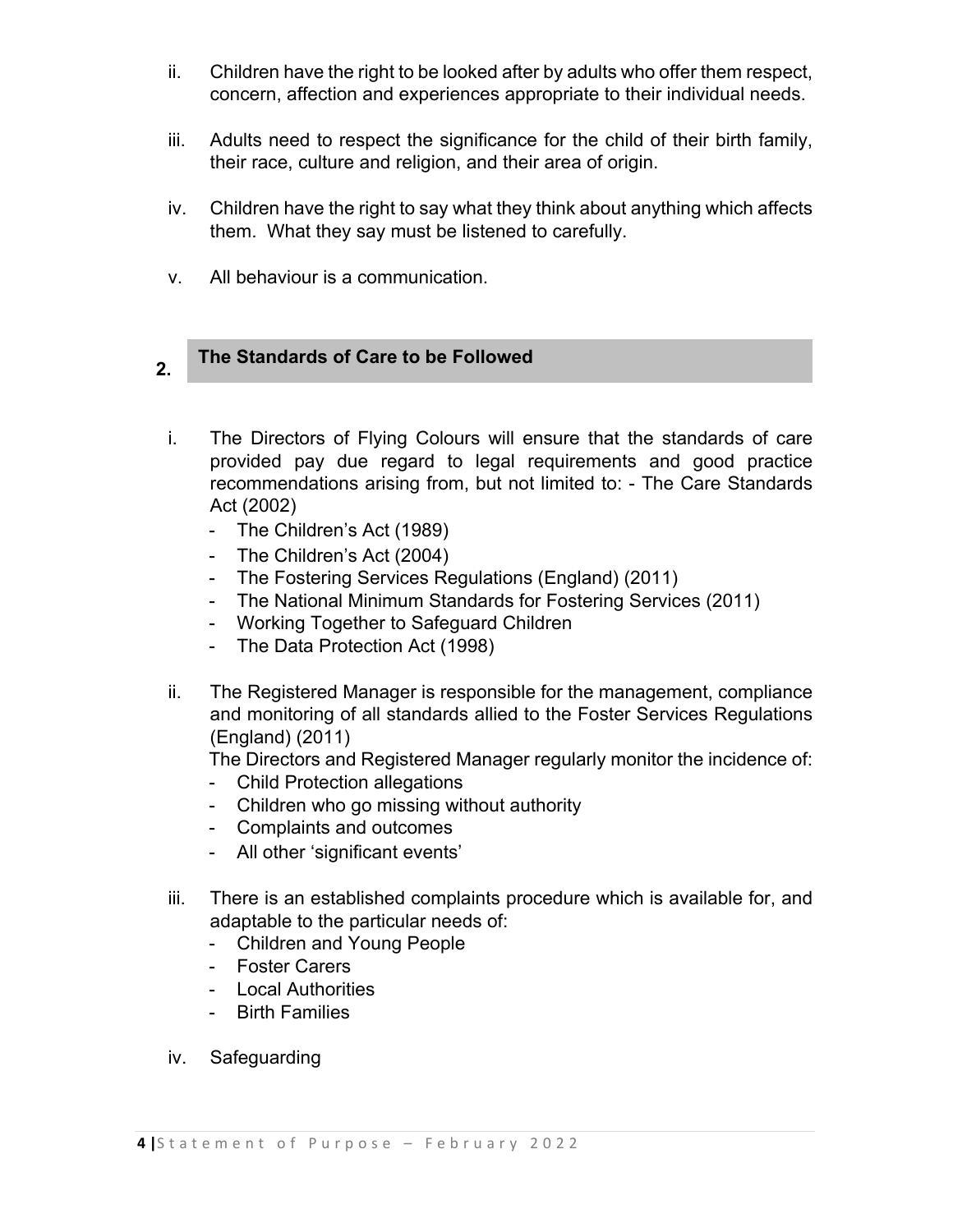ii. Children have the right to be looked after by adults who offer them respect, concern, affection and experiences appropriate to their individual needs.

iii. Adults need to respect the significance for the child of their birth family, their race, culture and religion, and their area of origin.

iv. Children have the right to say what they think about anything which affects them. What they say must be listened to carefully.

v. All behaviour is a communication.

## 2. The Standards of Care to be Followed

i. The Directors of Flying Colours will ensure that the standards of care provided pay due regard to legal requirements and good practice recommendations arising from, but not limited to: - The Care Standards Act (2002)
   - The Children's Act (1989)
   - The Children's Act (2004)
   - The Fostering Services Regulations (England) (2011)
   - The National Minimum Standards for Fostering Services (2011)
   - Working Together to Safeguard Children
   - The Data Protection Act (1998)

ii. The Registered Manager is responsible for the management, compliance and monitoring of all standards allied to the Foster Services Regulations (England) (2011)
   The Directors and Registered Manager regularly monitor the incidence of:
   - Child Protection allegations
   - Children who go missing without authority
   - Complaints and outcomes
   - All other 'significant events'

iii. There is an established complaints procedure which is available for, and adaptable to the particular needs of:
   - Children and Young People
   - Foster Carers
   - Local Authorities
   - Birth Families

iv. Safeguarding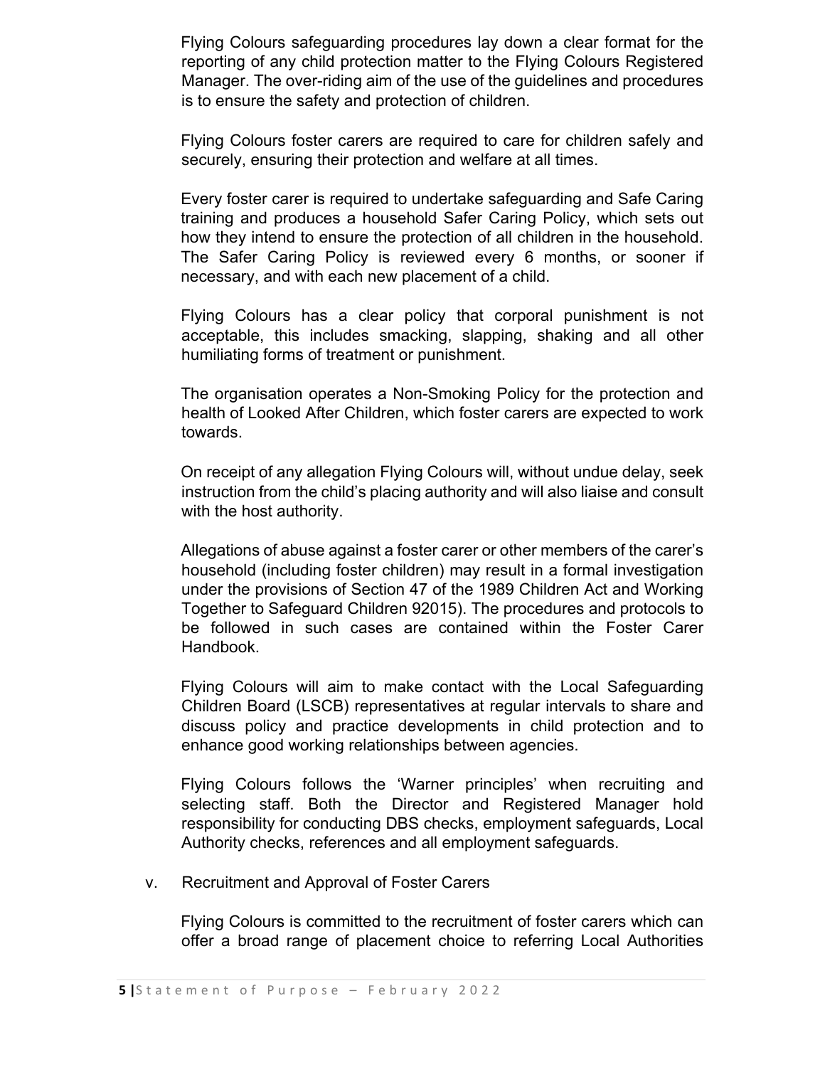Flying Colours safeguarding procedures lay down a clear format for the reporting of any child protection matter to the Flying Colours Registered Manager. The over-riding aim of the use of the guidelines and procedures is to ensure the safety and protection of children.

Flying Colours foster carers are required to care for children safely and securely, ensuring their protection and welfare at all times.

Every foster carer is required to undertake safeguarding and Safe Caring training and produces a household Safer Caring Policy, which sets out how they intend to ensure the protection of all children in the household. The Safer Caring Policy is reviewed every 6 months, or sooner if necessary, and with each new placement of a child.

Flying Colours has a clear policy that corporal punishment is not acceptable, this includes smacking, slapping, shaking and all other humiliating forms of treatment or punishment.

The organisation operates a Non-Smoking Policy for the protection and health of Looked After Children, which foster carers are expected to work towards.

On receipt of any allegation Flying Colours will, without undue delay, seek instruction from the child's placing authority and will also liaise and consult with the host authority.

Allegations of abuse against a foster carer or other members of the carer's household (including foster children) may result in a formal investigation under the provisions of Section 47 of the 1989 Children Act and Working Together to Safeguard Children 92015). The procedures and protocols to be followed in such cases are contained within the Foster Carer Handbook.

Flying Colours will aim to make contact with the Local Safeguarding Children Board (LSCB) representatives at regular intervals to share and discuss policy and practice developments in child protection and to enhance good working relationships between agencies.

Flying Colours follows the 'Warner principles' when recruiting and selecting staff. Both the Director and Registered Manager hold responsibility for conducting DBS checks, employment safeguards, Local Authority checks, references and all employment safeguards.

v. Recruitment and Approval of Foster Carers

Flying Colours is committed to the recruitment of foster carers which can offer a broad range of placement choice to referring Local Authorities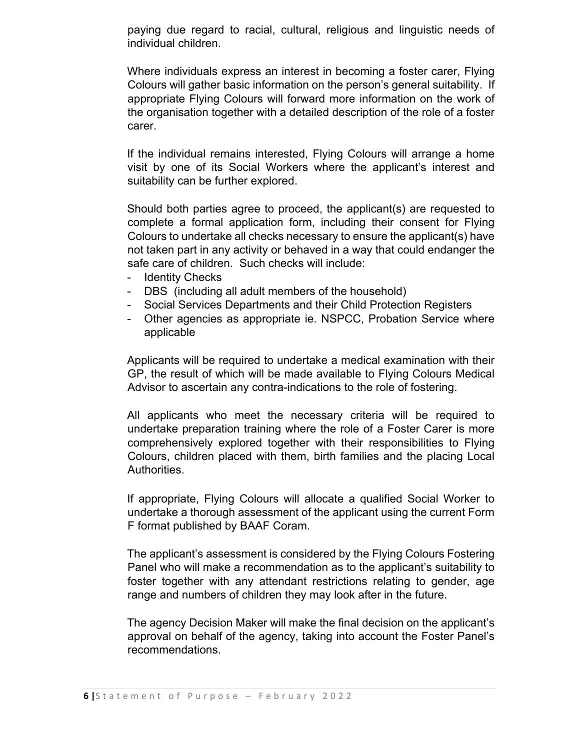paying due regard to racial, cultural, religious and linguistic needs of individual children.

Where individuals express an interest in becoming a foster carer, Flying Colours will gather basic information on the person's general suitability. If appropriate Flying Colours will forward more information on the work of the organisation together with a detailed description of the role of a foster carer.

If the individual remains interested, Flying Colours will arrange a home visit by one of its Social Workers where the applicant's interest and suitability can be further explored.

Should both parties agree to proceed, the applicant(s) are requested to complete a formal application form, including their consent for Flying Colours to undertake all checks necessary to ensure the applicant(s) have not taken part in any activity or behaved in a way that could endanger the safe care of children. Such checks will include:

- Identity Checks
- DBS (including all adult members of the household)
- Social Services Departments and their Child Protection Registers
- Other agencies as appropriate ie. NSPCC, Probation Service where applicable

Applicants will be required to undertake a medical examination with their GP, the result of which will be made available to Flying Colours Medical Advisor to ascertain any contra-indications to the role of fostering.

All applicants who meet the necessary criteria will be required to undertake preparation training where the role of a Foster Carer is more comprehensively explored together with their responsibilities to Flying Colours, children placed with them, birth families and the placing Local Authorities.

If appropriate, Flying Colours will allocate a qualified Social Worker to undertake a thorough assessment of the applicant using the current Form F format published by BAAF Coram.

The applicant's assessment is considered by the Flying Colours Fostering Panel who will make a recommendation as to the applicant's suitability to foster together with any attendant restrictions relating to gender, age range and numbers of children they may look after in the future.

The agency Decision Maker will make the final decision on the applicant's approval on behalf of the agency, taking into account the Foster Panel's recommendations.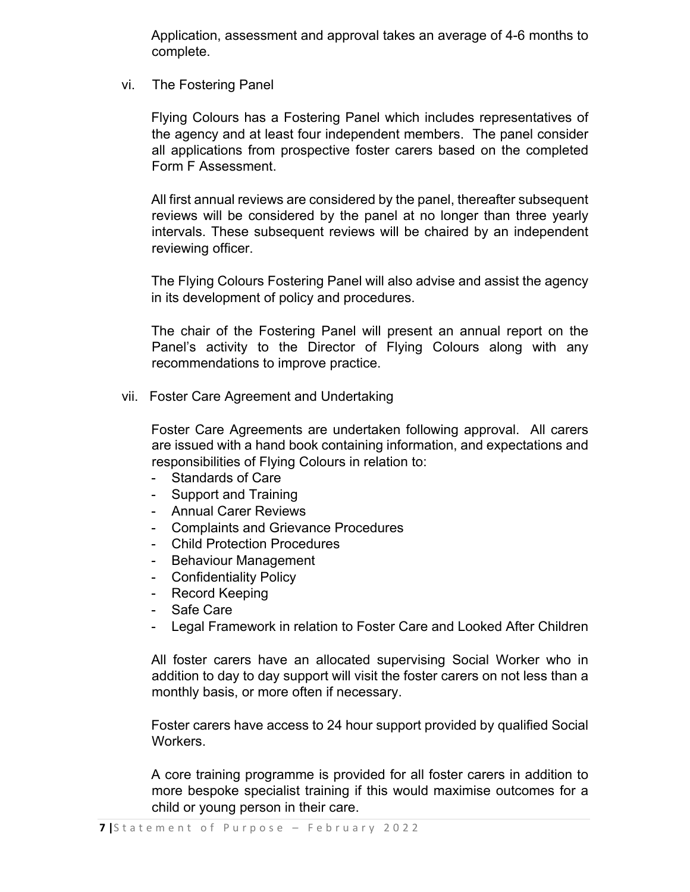Application, assessment and approval takes an average of 4-6 months to complete.

vi. The Fostering Panel

Flying Colours has a Fostering Panel which includes representatives of the agency and at least four independent members. The panel consider all applications from prospective foster carers based on the completed Form F Assessment.

All first annual reviews are considered by the panel, thereafter subsequent reviews will be considered by the panel at no longer than three yearly intervals. These subsequent reviews will be chaired by an independent reviewing officer.

The Flying Colours Fostering Panel will also advise and assist the agency in its development of policy and procedures.

The chair of the Fostering Panel will present an annual report on the Panel's activity to the Director of Flying Colours along with any recommendations to improve practice.

vii. Foster Care Agreement and Undertaking

Foster Care Agreements are undertaken following approval. All carers are issued with a hand book containing information, and expectations and responsibilities of Flying Colours in relation to:

- Standards of Care
- Support and Training
- Annual Carer Reviews
- Complaints and Grievance Procedures
- Child Protection Procedures
- Behaviour Management
- Confidentiality Policy
- Record Keeping
- Safe Care
- Legal Framework in relation to Foster Care and Looked After Children

All foster carers have an allocated supervising Social Worker who in addition to day to day support will visit the foster carers on not less than a monthly basis, or more often if necessary.

Foster carers have access to 24 hour support provided by qualified Social Workers.

A core training programme is provided for all foster carers in addition to more bespoke specialist training if this would maximise outcomes for a child or young person in their care.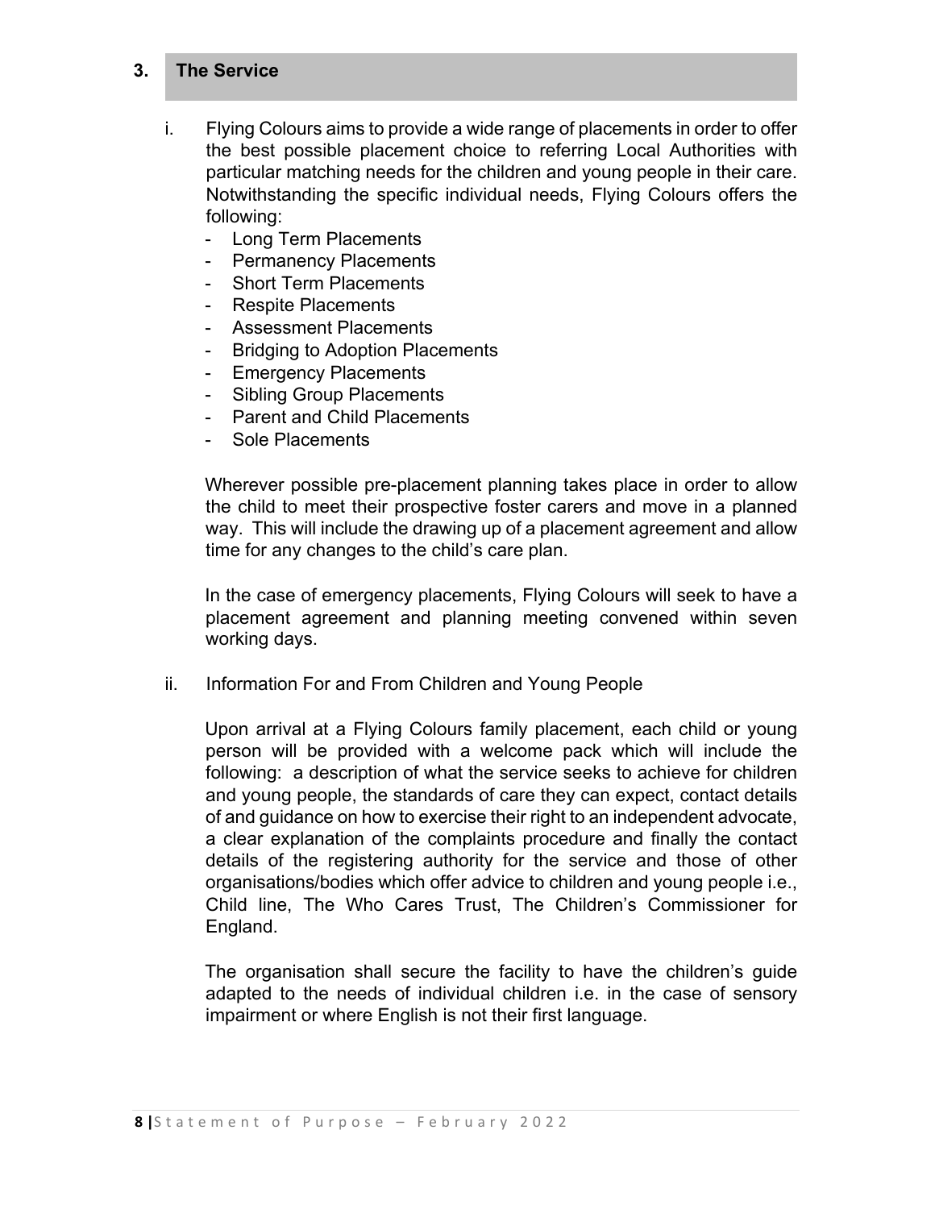## 3. The Service

i. Flying Colours aims to provide a wide range of placements in order to offer the best possible placement choice to referring Local Authorities with particular matching needs for the children and young people in their care. Notwithstanding the specific individual needs, Flying Colours offers the following:

- Long Term Placements
- Permanency Placements
- Short Term Placements
- Respite Placements
- Assessment Placements
- Bridging to Adoption Placements
- Emergency Placements
- Sibling Group Placements
- Parent and Child Placements
- Sole Placements

Wherever possible pre-placement planning takes place in order to allow the child to meet their prospective foster carers and move in a planned way. This will include the drawing up of a placement agreement and allow time for any changes to the child's care plan.

In the case of emergency placements, Flying Colours will seek to have a placement agreement and planning meeting convened within seven working days.

ii. Information For and From Children and Young People

Upon arrival at a Flying Colours family placement, each child or young person will be provided with a welcome pack which will include the following: a description of what the service seeks to achieve for children and young people, the standards of care they can expect, contact details of and guidance on how to exercise their right to an independent advocate, a clear explanation of the complaints procedure and finally the contact details of the registering authority for the service and those of other organisations/bodies which offer advice to children and young people i.e., Child line, The Who Cares Trust, The Children's Commissioner for England.

The organisation shall secure the facility to have the children's guide adapted to the needs of individual children i.e. in the case of sensory impairment or where English is not their first language.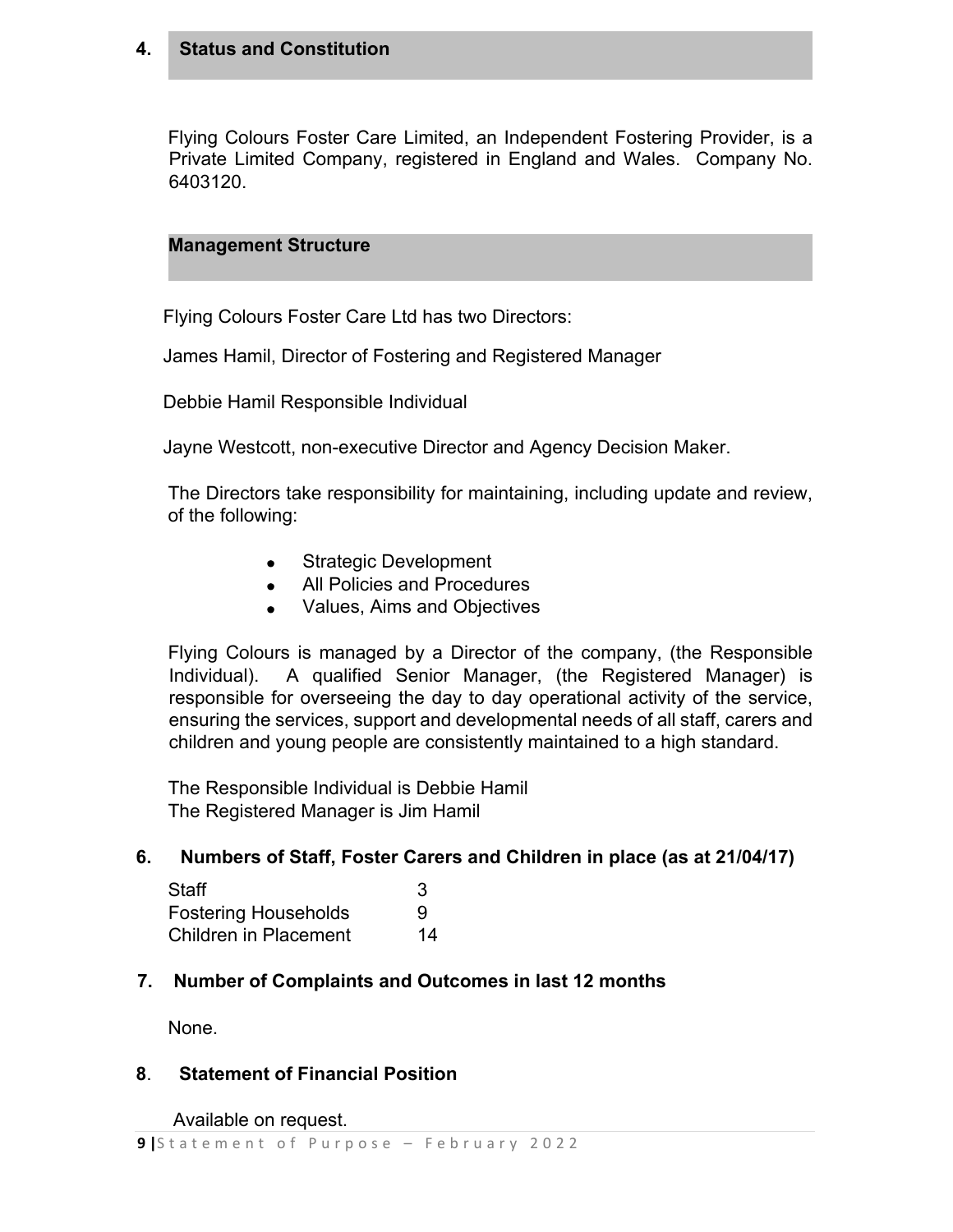## 4. Status and Constitution

Flying Colours Foster Care Limited, an Independent Fostering Provider, is a Private Limited Company, registered in England and Wales. Company No. 6403120.

### Management Structure

Flying Colours Foster Care Ltd has two Directors:

James Hamil, Director of Fostering and Registered Manager

Debbie Hamil Responsible Individual

Jayne Westcott, non-executive Director and Agency Decision Maker.

The Directors take responsibility for maintaining, including update and review, of the following:

- Strategic Development
- All Policies and Procedures
- Values, Aims and Objectives

Flying Colours is managed by a Director of the company, (the Responsible Individual). A qualified Senior Manager, (the Registered Manager) is responsible for overseeing the day to day operational activity of the service, ensuring the services, support and developmental needs of all staff, carers and children and young people are consistently maintained to a high standard.

The Responsible Individual is Debbie Hamil
The Registered Manager is Jim Hamil

## 6. Numbers of Staff, Foster Carers and Children in place (as at 21/04/17)

| | |
|---|---|
| Staff | 3 |
| Fostering Households | 9 |
| Children in Placement | 14 |

## 7. Number of Complaints and Outcomes in last 12 months

None.

## 8. Statement of Financial Position

Available on request.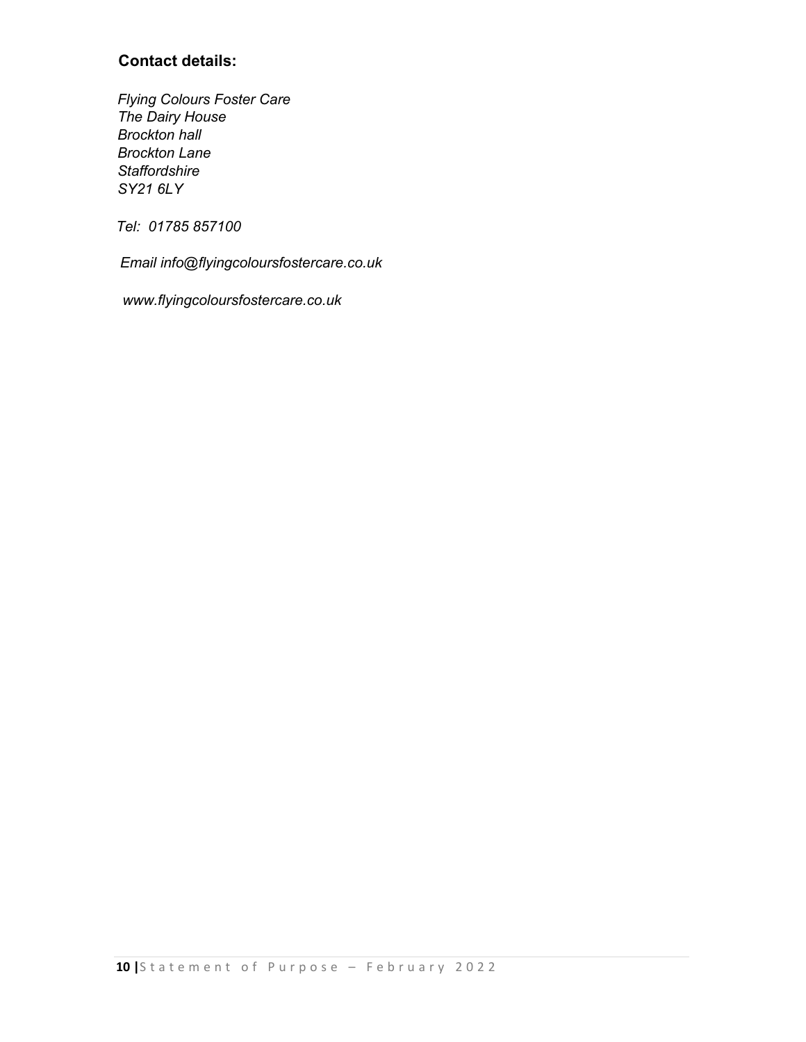## Contact details:

*Flying Colours Foster Care*
*The Dairy House*
*Brockton hall*
*Brockton Lane*
*Staffordshire*
*SY21 6LY*

*Tel: 01785 857100*

*Email info@flyingcoloursfostercare.co.uk*

*www.flyingcoloursfostercare.co.uk*